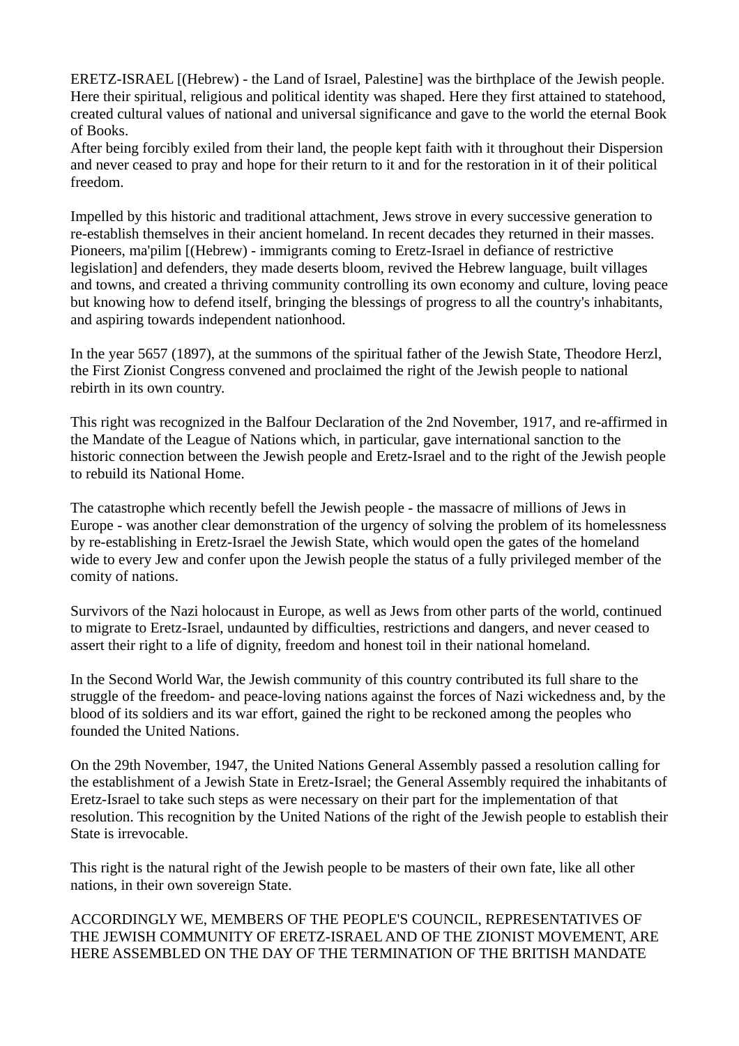ERETZ-ISRAEL [(Hebrew) - the Land of Israel, Palestine] was the birthplace of the Jewish people. Here their spiritual, religious and political identity was shaped. Here they first attained to statehood, created cultural values of national and universal significance and gave to the world the eternal Book of Books.
After being forcibly exiled from their land, the people kept faith with it throughout their Dispersion and never ceased to pray and hope for their return to it and for the restoration in it of their political freedom.

Impelled by this historic and traditional attachment, Jews strove in every successive generation to re-establish themselves in their ancient homeland. In recent decades they returned in their masses. Pioneers, ma'pilim [(Hebrew) - immigrants coming to Eretz-Israel in defiance of restrictive legislation] and defenders, they made deserts bloom, revived the Hebrew language, built villages and towns, and created a thriving community controlling its own economy and culture, loving peace but knowing how to defend itself, bringing the blessings of progress to all the country's inhabitants, and aspiring towards independent nationhood.

In the year 5657 (1897), at the summons of the spiritual father of the Jewish State, Theodore Herzl, the First Zionist Congress convened and proclaimed the right of the Jewish people to national rebirth in its own country.

This right was recognized in the Balfour Declaration of the 2nd November, 1917, and re-affirmed in the Mandate of the League of Nations which, in particular, gave international sanction to the historic connection between the Jewish people and Eretz-Israel and to the right of the Jewish people to rebuild its National Home.

The catastrophe which recently befell the Jewish people - the massacre of millions of Jews in Europe - was another clear demonstration of the urgency of solving the problem of its homelessness by re-establishing in Eretz-Israel the Jewish State, which would open the gates of the homeland wide to every Jew and confer upon the Jewish people the status of a fully privileged member of the comity of nations.

Survivors of the Nazi holocaust in Europe, as well as Jews from other parts of the world, continued to migrate to Eretz-Israel, undaunted by difficulties, restrictions and dangers, and never ceased to assert their right to a life of dignity, freedom and honest toil in their national homeland.

In the Second World War, the Jewish community of this country contributed its full share to the struggle of the freedom- and peace-loving nations against the forces of Nazi wickedness and, by the blood of its soldiers and its war effort, gained the right to be reckoned among the peoples who founded the United Nations.

On the 29th November, 1947, the United Nations General Assembly passed a resolution calling for the establishment of a Jewish State in Eretz-Israel; the General Assembly required the inhabitants of Eretz-Israel to take such steps as were necessary on their part for the implementation of that resolution. This recognition by the United Nations of the right of the Jewish people to establish their State is irrevocable.

This right is the natural right of the Jewish people to be masters of their own fate, like all other nations, in their own sovereign State.

ACCORDINGLY WE, MEMBERS OF THE PEOPLE'S COUNCIL, REPRESENTATIVES OF THE JEWISH COMMUNITY OF ERETZ-ISRAEL AND OF THE ZIONIST MOVEMENT, ARE HERE ASSEMBLED ON THE DAY OF THE TERMINATION OF THE BRITISH MANDATE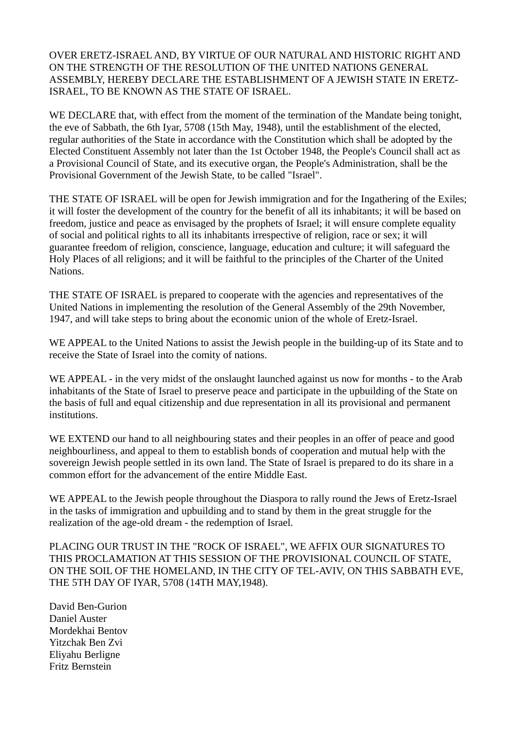OVER ERETZ-ISRAEL AND, BY VIRTUE OF OUR NATURAL AND HISTORIC RIGHT AND ON THE STRENGTH OF THE RESOLUTION OF THE UNITED NATIONS GENERAL ASSEMBLY, HEREBY DECLARE THE ESTABLISHMENT OF A JEWISH STATE IN ERETZ-ISRAEL, TO BE KNOWN AS THE STATE OF ISRAEL.

WE DECLARE that, with effect from the moment of the termination of the Mandate being tonight, the eve of Sabbath, the 6th Iyar, 5708 (15th May, 1948), until the establishment of the elected, regular authorities of the State in accordance with the Constitution which shall be adopted by the Elected Constituent Assembly not later than the 1st October 1948, the People's Council shall act as a Provisional Council of State, and its executive organ, the People's Administration, shall be the Provisional Government of the Jewish State, to be called "Israel".

THE STATE OF ISRAEL will be open for Jewish immigration and for the Ingathering of the Exiles; it will foster the development of the country for the benefit of all its inhabitants; it will be based on freedom, justice and peace as envisaged by the prophets of Israel; it will ensure complete equality of social and political rights to all its inhabitants irrespective of religion, race or sex; it will guarantee freedom of religion, conscience, language, education and culture; it will safeguard the Holy Places of all religions; and it will be faithful to the principles of the Charter of the United Nations.

THE STATE OF ISRAEL is prepared to cooperate with the agencies and representatives of the United Nations in implementing the resolution of the General Assembly of the 29th November, 1947, and will take steps to bring about the economic union of the whole of Eretz-Israel.

WE APPEAL to the United Nations to assist the Jewish people in the building-up of its State and to receive the State of Israel into the comity of nations.

WE APPEAL - in the very midst of the onslaught launched against us now for months - to the Arab inhabitants of the State of Israel to preserve peace and participate in the upbuilding of the State on the basis of full and equal citizenship and due representation in all its provisional and permanent institutions.

WE EXTEND our hand to all neighbouring states and their peoples in an offer of peace and good neighbourliness, and appeal to them to establish bonds of cooperation and mutual help with the sovereign Jewish people settled in its own land. The State of Israel is prepared to do its share in a common effort for the advancement of the entire Middle East.

WE APPEAL to the Jewish people throughout the Diaspora to rally round the Jews of Eretz-Israel in the tasks of immigration and upbuilding and to stand by them in the great struggle for the realization of the age-old dream - the redemption of Israel.

PLACING OUR TRUST IN THE "ROCK OF ISRAEL", WE AFFIX OUR SIGNATURES TO THIS PROCLAMATION AT THIS SESSION OF THE PROVISIONAL COUNCIL OF STATE, ON THE SOIL OF THE HOMELAND, IN THE CITY OF TEL-AVIV, ON THIS SABBATH EVE, THE 5TH DAY OF IYAR, 5708 (14TH MAY,1948).

David Ben-Gurion  
Daniel Auster  
Mordekhai Bentov  
Yitzchak Ben Zvi  
Eliyahu Berligne  
Fritz Bernstein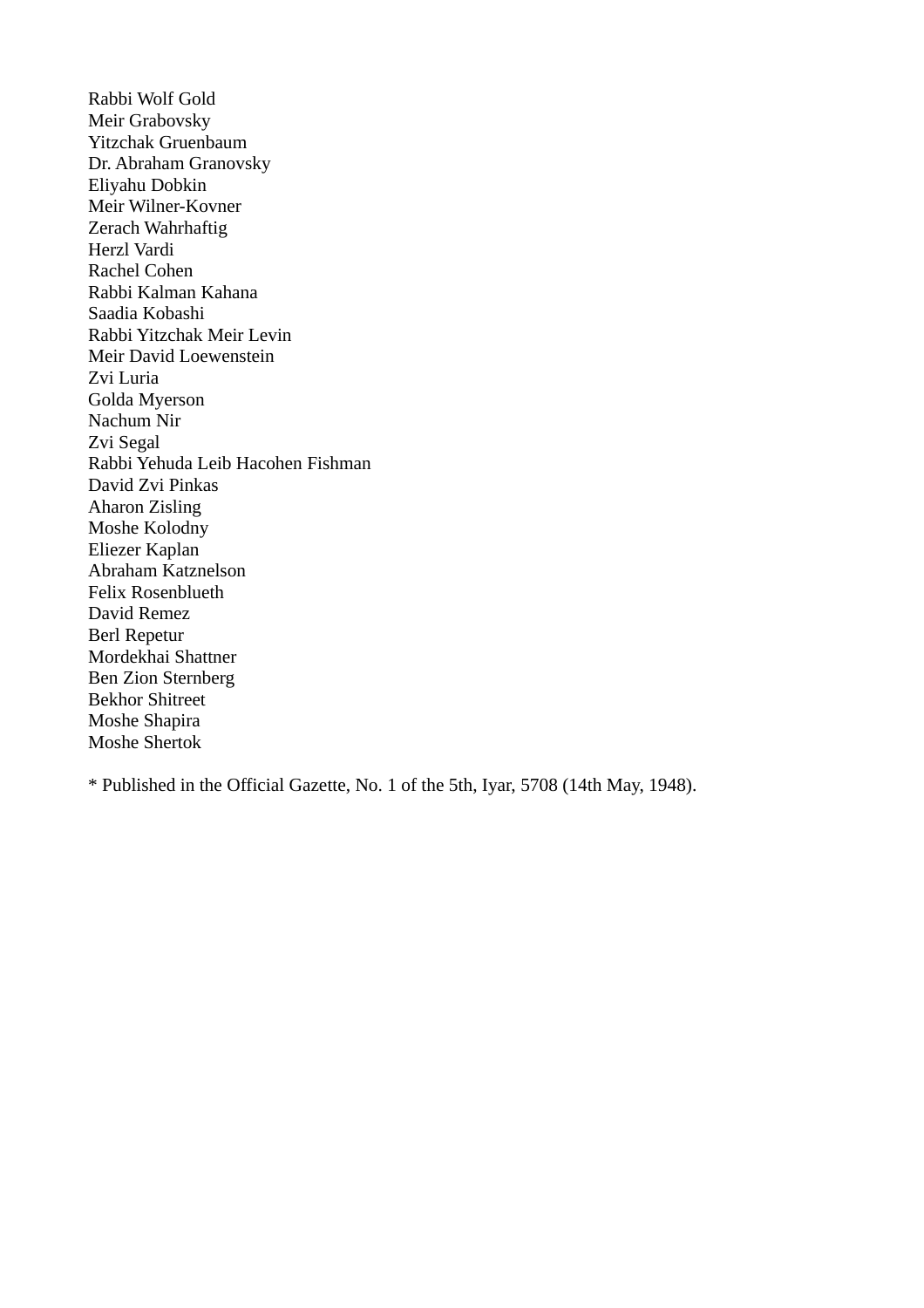Rabbi Wolf Gold
Meir Grabovsky
Yitzchak Gruenbaum
Dr. Abraham Granovsky
Eliyahu Dobkin
Meir Wilner-Kovner
Zerach Wahrhaftig
Herzl Vardi
Rachel Cohen
Rabbi Kalman Kahana
Saadia Kobashi
Rabbi Yitzchak Meir Levin
Meir David Loewenstein
Zvi Luria
Golda Myerson
Nachum Nir
Zvi Segal
Rabbi Yehuda Leib Hacohen Fishman
David Zvi Pinkas
Aharon Zisling
Moshe Kolodny
Eliezer Kaplan
Abraham Katznelson
Felix Rosenblueth
David Remez
Berl Repetur
Mordekhai Shattner
Ben Zion Sternberg
Bekhor Shitreet
Moshe Shapira
Moshe Shertok

* Published in the Official Gazette, No. 1 of the 5th, Iyar, 5708 (14th May, 1948).